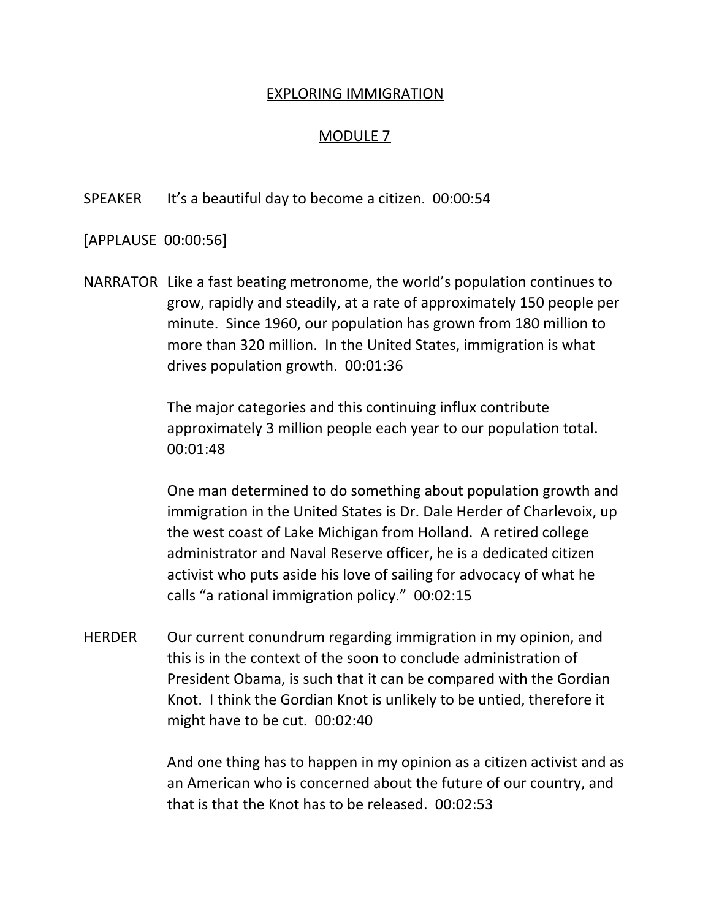# EXPLORING IMMIGRATION

## MODULE 7

SPEAKER It's a beautiful day to become a citizen. 00:00:54

[APPLAUSE 00:00:56]

NARRATOR Like a fast beating metronome, the world's population continues to grow, rapidly and steadily, at a rate of approximately 150 people per minute. Since 1960, our population has grown from 180 million to more than 320 million. In the United States, immigration is what drives population growth. 00:01:36

The major categories and this continuing influx contribute approximately 3 million people each year to our population total. 00:01:48

One man determined to do something about population growth and immigration in the United States is Dr. Dale Herder of Charlevoix, up the west coast of Lake Michigan from Holland. A retired college administrator and Naval Reserve officer, he is a dedicated citizen activist who puts aside his love of sailing for advocacy of what he calls "a rational immigration policy." 00:02:15

HERDER Our current conundrum regarding immigration in my opinion, and this is in the context of the soon to conclude administration of President Obama, is such that it can be compared with the Gordian Knot. I think the Gordian Knot is unlikely to be untied, therefore it might have to be cut. 00:02:40

And one thing has to happen in my opinion as a citizen activist and as an American who is concerned about the future of our country, and that is that the Knot has to be released. 00:02:53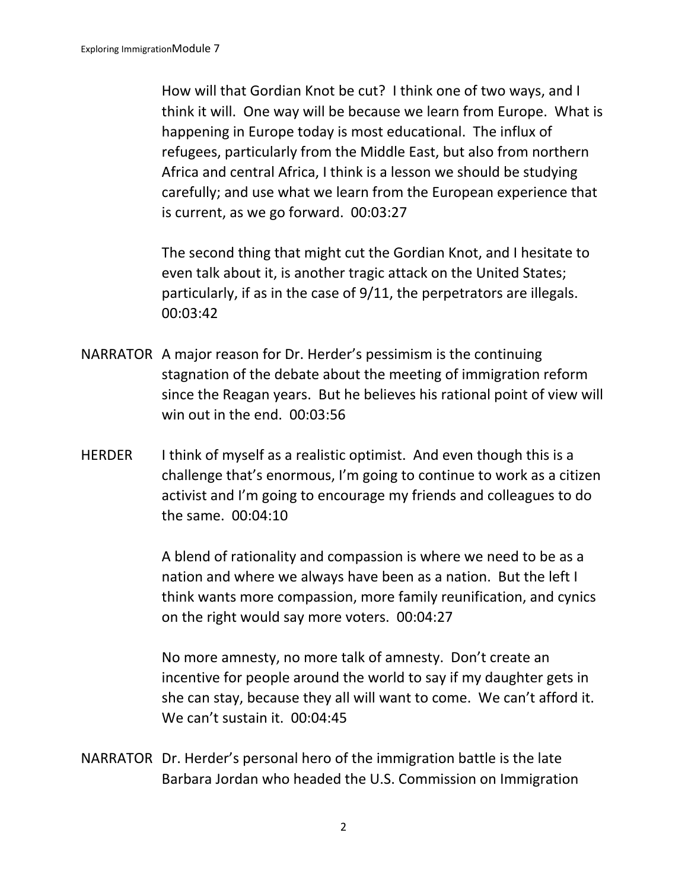How will that Gordian Knot be cut? I think one of two ways, and I think it will. One way will be because we learn from Europe. What is happening in Europe today is most educational. The influx of refugees, particularly from the Middle East, but also from northern Africa and central Africa, I think is a lesson we should be studying carefully; and use what we learn from the European experience that is current, as we go forward. 00:03:27

The second thing that might cut the Gordian Knot, and I hesitate to even talk about it, is another tragic attack on the United States; particularly, if as in the case of 9/11, the perpetrators are illegals. 00:03:42

NARRATOR A major reason for Dr. Herder's pessimism is the continuing stagnation of the debate about the meeting of immigration reform since the Reagan years. But he believes his rational point of view will win out in the end. 00:03:56

HERDER I think of myself as a realistic optimist. And even though this is a challenge that's enormous, I'm going to continue to work as a citizen activist and I'm going to encourage my friends and colleagues to do the same. 00:04:10

A blend of rationality and compassion is where we need to be as a nation and where we always have been as a nation. But the left I think wants more compassion, more family reunification, and cynics on the right would say more voters. 00:04:27

No more amnesty, no more talk of amnesty. Don't create an incentive for people around the world to say if my daughter gets in she can stay, because they all will want to come. We can't afford it. We can't sustain it. 00:04:45

NARRATOR Dr. Herder's personal hero of the immigration battle is the late Barbara Jordan who headed the U.S. Commission on Immigration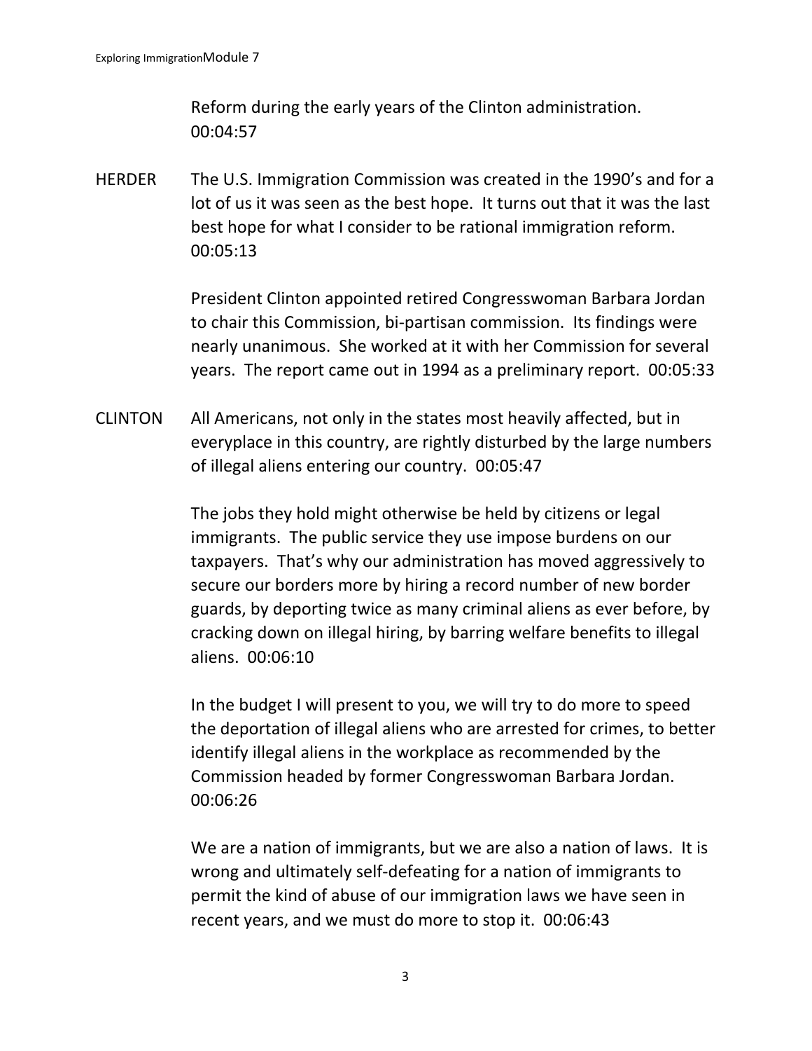Reform during the early years of the Clinton administration. 00:04:57

HERDER The U.S. Immigration Commission was created in the 1990's and for a lot of us it was seen as the best hope. It turns out that it was the last best hope for what I consider to be rational immigration reform. 00:05:13

President Clinton appointed retired Congresswoman Barbara Jordan to chair this Commission, bi-partisan commission. Its findings were nearly unanimous. She worked at it with her Commission for several years. The report came out in 1994 as a preliminary report. 00:05:33

CLINTON All Americans, not only in the states most heavily affected, but in everyplace in this country, are rightly disturbed by the large numbers of illegal aliens entering our country. 00:05:47

The jobs they hold might otherwise be held by citizens or legal immigrants. The public service they use impose burdens on our taxpayers. That's why our administration has moved aggressively to secure our borders more by hiring a record number of new border guards, by deporting twice as many criminal aliens as ever before, by cracking down on illegal hiring, by barring welfare benefits to illegal aliens. 00:06:10

In the budget I will present to you, we will try to do more to speed the deportation of illegal aliens who are arrested for crimes, to better identify illegal aliens in the workplace as recommended by the Commission headed by former Congresswoman Barbara Jordan. 00:06:26

We are a nation of immigrants, but we are also a nation of laws. It is wrong and ultimately self-defeating for a nation of immigrants to permit the kind of abuse of our immigration laws we have seen in recent years, and we must do more to stop it. 00:06:43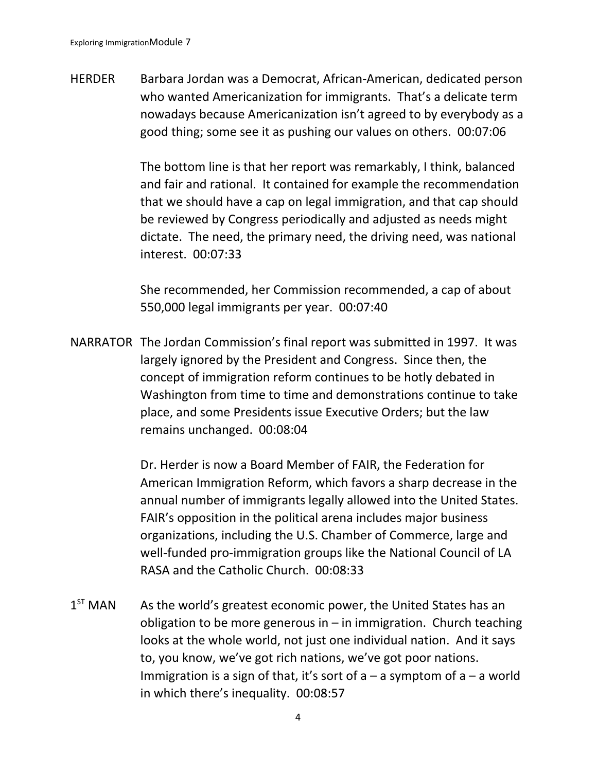HERDER Barbara Jordan was a Democrat, African-American, dedicated person who wanted Americanization for immigrants. That's a delicate term nowadays because Americanization isn't agreed to by everybody as a good thing; some see it as pushing our values on others. 00:07:06

The bottom line is that her report was remarkably, I think, balanced and fair and rational. It contained for example the recommendation that we should have a cap on legal immigration, and that cap should be reviewed by Congress periodically and adjusted as needs might dictate. The need, the primary need, the driving need, was national interest. 00:07:33

She recommended, her Commission recommended, a cap of about 550,000 legal immigrants per year. 00:07:40

NARRATOR The Jordan Commission's final report was submitted in 1997. It was largely ignored by the President and Congress. Since then, the concept of immigration reform continues to be hotly debated in Washington from time to time and demonstrations continue to take place, and some Presidents issue Executive Orders; but the law remains unchanged. 00:08:04

Dr. Herder is now a Board Member of FAIR, the Federation for American Immigration Reform, which favors a sharp decrease in the annual number of immigrants legally allowed into the United States. FAIR's opposition in the political arena includes major business organizations, including the U.S. Chamber of Commerce, large and well-funded pro-immigration groups like the National Council of LA RASA and the Catholic Church. 00:08:33

1ST MAN As the world's greatest economic power, the United States has an obligation to be more generous in – in immigration. Church teaching looks at the whole world, not just one individual nation. And it says to, you know, we've got rich nations, we've got poor nations. Immigration is a sign of that, it's sort of a – a symptom of a – a world in which there's inequality. 00:08:57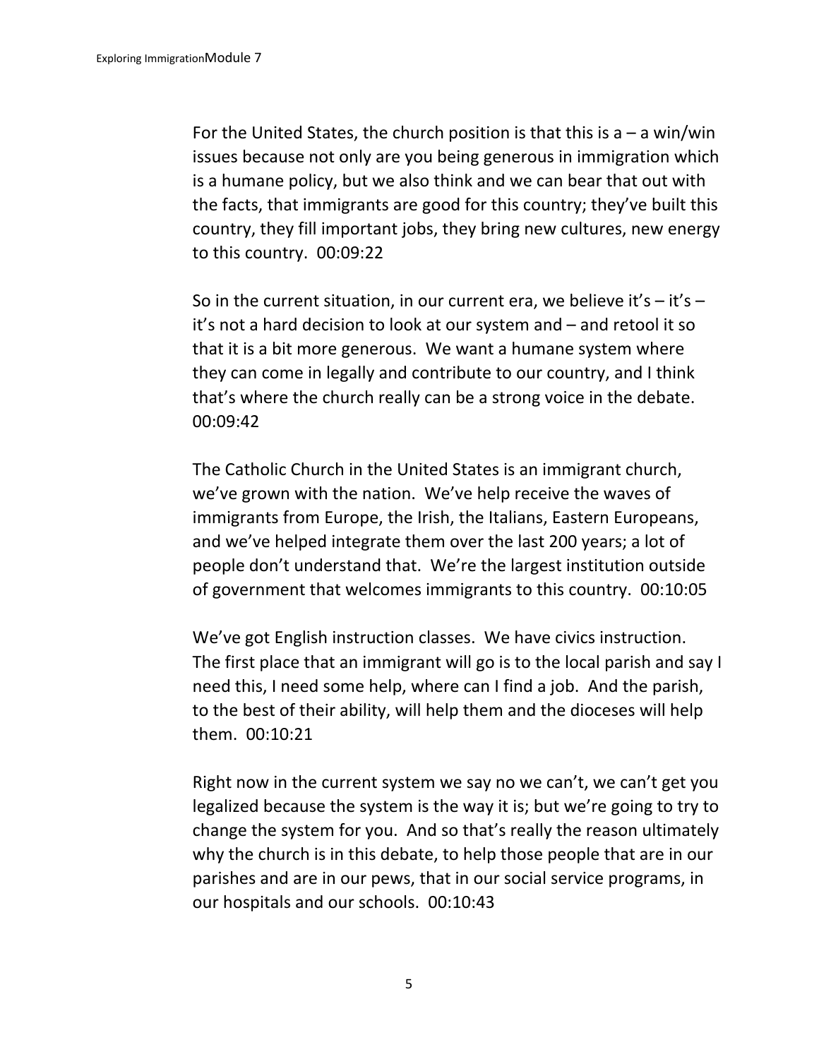For the United States, the church position is that this is a – a win/win issues because not only are you being generous in immigration which is a humane policy, but we also think and we can bear that out with the facts, that immigrants are good for this country; they've built this country, they fill important jobs, they bring new cultures, new energy to this country. 00:09:22

So in the current situation, in our current era, we believe it's – it's – it's not a hard decision to look at our system and – and retool it so that it is a bit more generous. We want a humane system where they can come in legally and contribute to our country, and I think that's where the church really can be a strong voice in the debate. 00:09:42

The Catholic Church in the United States is an immigrant church, we've grown with the nation. We've help receive the waves of immigrants from Europe, the Irish, the Italians, Eastern Europeans, and we've helped integrate them over the last 200 years; a lot of people don't understand that. We're the largest institution outside of government that welcomes immigrants to this country. 00:10:05

We've got English instruction classes. We have civics instruction. The first place that an immigrant will go is to the local parish and say I need this, I need some help, where can I find a job. And the parish, to the best of their ability, will help them and the dioceses will help them. 00:10:21

Right now in the current system we say no we can't, we can't get you legalized because the system is the way it is; but we're going to try to change the system for you. And so that's really the reason ultimately why the church is in this debate, to help those people that are in our parishes and are in our pews, that in our social service programs, in our hospitals and our schools. 00:10:43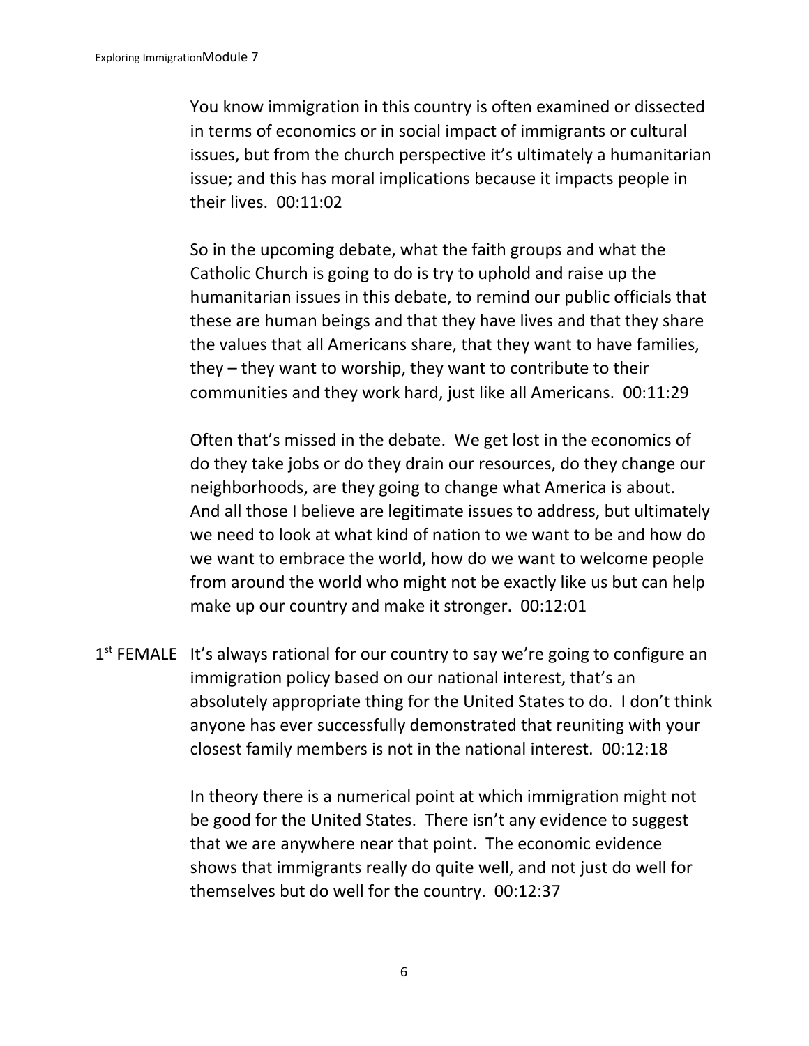You know immigration in this country is often examined or dissected in terms of economics or in social impact of immigrants or cultural issues, but from the church perspective it's ultimately a humanitarian issue; and this has moral implications because it impacts people in their lives. 00:11:02

So in the upcoming debate, what the faith groups and what the Catholic Church is going to do is try to uphold and raise up the humanitarian issues in this debate, to remind our public officials that these are human beings and that they have lives and that they share the values that all Americans share, that they want to have families, they – they want to worship, they want to contribute to their communities and they work hard, just like all Americans. 00:11:29

Often that's missed in the debate. We get lost in the economics of do they take jobs or do they drain our resources, do they change our neighborhoods, are they going to change what America is about. And all those I believe are legitimate issues to address, but ultimately we need to look at what kind of nation to we want to be and how do we want to embrace the world, how do we want to welcome people from around the world who might not be exactly like us but can help make up our country and make it stronger. 00:12:01

1st FEMALE It's always rational for our country to say we're going to configure an immigration policy based on our national interest, that's an absolutely appropriate thing for the United States to do. I don't think anyone has ever successfully demonstrated that reuniting with your closest family members is not in the national interest. 00:12:18

In theory there is a numerical point at which immigration might not be good for the United States. There isn't any evidence to suggest that we are anywhere near that point. The economic evidence shows that immigrants really do quite well, and not just do well for themselves but do well for the country. 00:12:37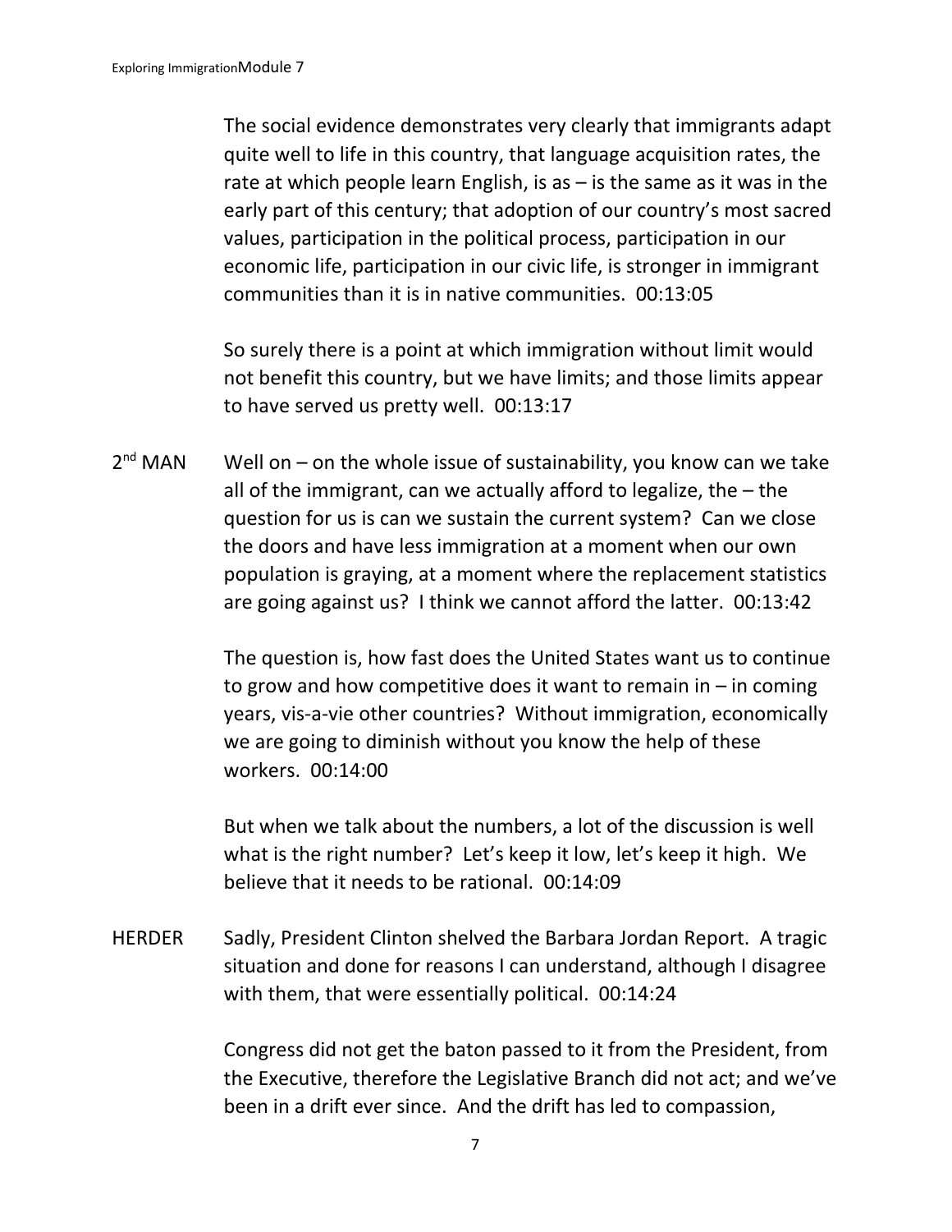The social evidence demonstrates very clearly that immigrants adapt quite well to life in this country, that language acquisition rates, the rate at which people learn English, is as – is the same as it was in the early part of this century; that adoption of our country's most sacred values, participation in the political process, participation in our economic life, participation in our civic life, is stronger in immigrant communities than it is in native communities. 00:13:05

So surely there is a point at which immigration without limit would not benefit this country, but we have limits; and those limits appear to have served us pretty well. 00:13:17

2nd MAN Well on – on the whole issue of sustainability, you know can we take all of the immigrant, can we actually afford to legalize, the – the question for us is can we sustain the current system? Can we close the doors and have less immigration at a moment when our own population is graying, at a moment where the replacement statistics are going against us? I think we cannot afford the latter. 00:13:42

The question is, how fast does the United States want us to continue to grow and how competitive does it want to remain in – in coming years, vis-a-vie other countries? Without immigration, economically we are going to diminish without you know the help of these workers. 00:14:00

But when we talk about the numbers, a lot of the discussion is well what is the right number? Let's keep it low, let's keep it high. We believe that it needs to be rational. 00:14:09

HERDER Sadly, President Clinton shelved the Barbara Jordan Report. A tragic situation and done for reasons I can understand, although I disagree with them, that were essentially political. 00:14:24

Congress did not get the baton passed to it from the President, from the Executive, therefore the Legislative Branch did not act; and we've been in a drift ever since. And the drift has led to compassion,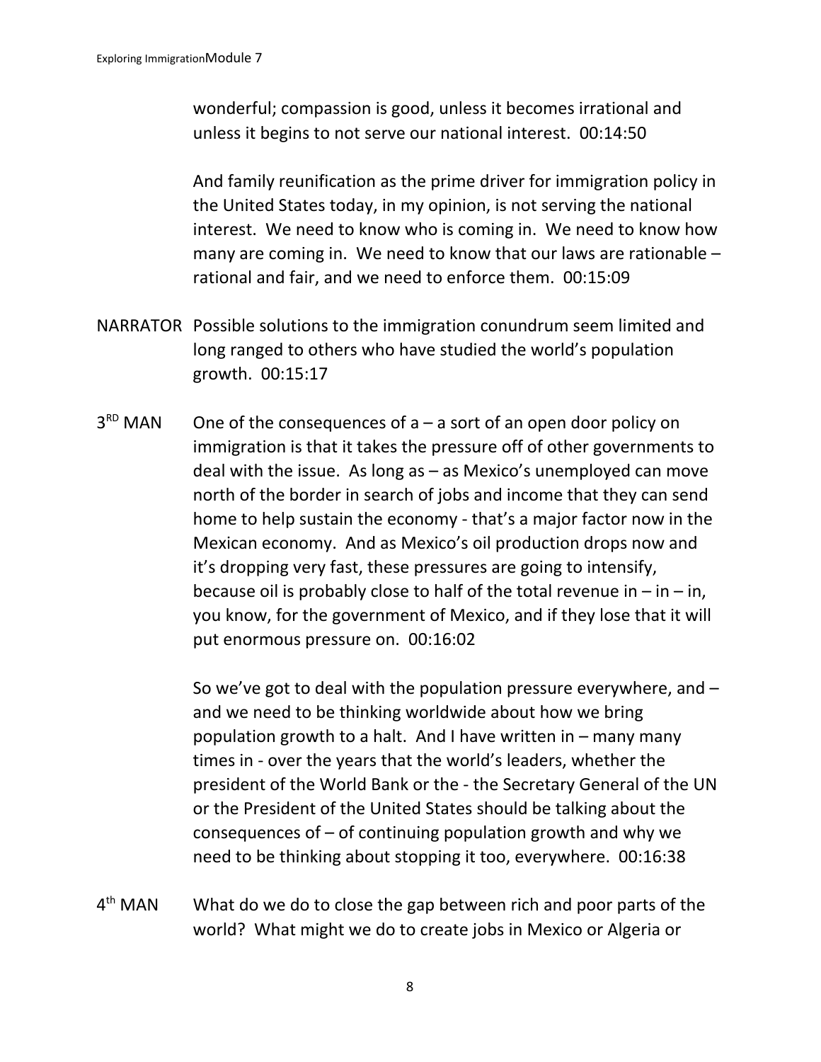wonderful; compassion is good, unless it becomes irrational and unless it begins to not serve our national interest. 00:14:50

And family reunification as the prime driver for immigration policy in the United States today, in my opinion, is not serving the national interest. We need to know who is coming in. We need to know how many are coming in. We need to know that our laws are rationable – rational and fair, and we need to enforce them. 00:15:09

NARRATOR Possible solutions to the immigration conundrum seem limited and long ranged to others who have studied the world's population growth. 00:15:17

3RD MAN One of the consequences of a – a sort of an open door policy on immigration is that it takes the pressure off of other governments to deal with the issue. As long as – as Mexico's unemployed can move north of the border in search of jobs and income that they can send home to help sustain the economy - that's a major factor now in the Mexican economy. And as Mexico's oil production drops now and it's dropping very fast, these pressures are going to intensify, because oil is probably close to half of the total revenue in – in – in, you know, for the government of Mexico, and if they lose that it will put enormous pressure on. 00:16:02

So we've got to deal with the population pressure everywhere, and – and we need to be thinking worldwide about how we bring population growth to a halt. And I have written in – many many times in - over the years that the world's leaders, whether the president of the World Bank or the - the Secretary General of the UN or the President of the United States should be talking about the consequences of – of continuing population growth and why we need to be thinking about stopping it too, everywhere. 00:16:38

4th MAN What do we do to close the gap between rich and poor parts of the world? What might we do to create jobs in Mexico or Algeria or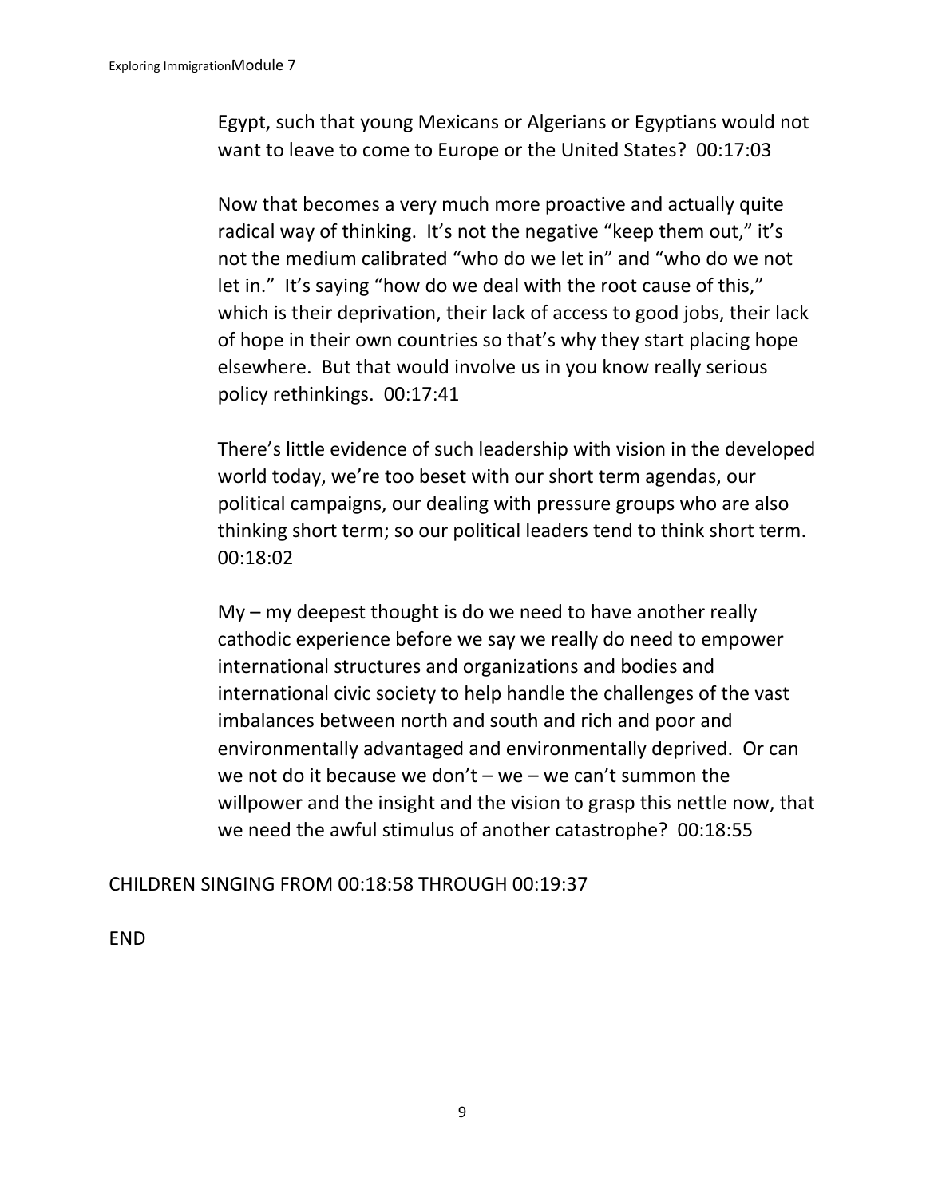Egypt, such that young Mexicans or Algerians or Egyptians would not want to leave to come to Europe or the United States? 00:17:03

Now that becomes a very much more proactive and actually quite radical way of thinking. It's not the negative "keep them out," it's not the medium calibrated "who do we let in" and "who do we not let in." It's saying "how do we deal with the root cause of this," which is their deprivation, their lack of access to good jobs, their lack of hope in their own countries so that's why they start placing hope elsewhere. But that would involve us in you know really serious policy rethinkings. 00:17:41

There's little evidence of such leadership with vision in the developed world today, we're too beset with our short term agendas, our political campaigns, our dealing with pressure groups who are also thinking short term; so our political leaders tend to think short term. 00:18:02

My – my deepest thought is do we need to have another really cathodic experience before we say we really do need to empower international structures and organizations and bodies and international civic society to help handle the challenges of the vast imbalances between north and south and rich and poor and environmentally advantaged and environmentally deprived. Or can we not do it because we don't – we – we can't summon the willpower and the insight and the vision to grasp this nettle now, that we need the awful stimulus of another catastrophe? 00:18:55

CHILDREN SINGING FROM 00:18:58 THROUGH 00:19:37

END